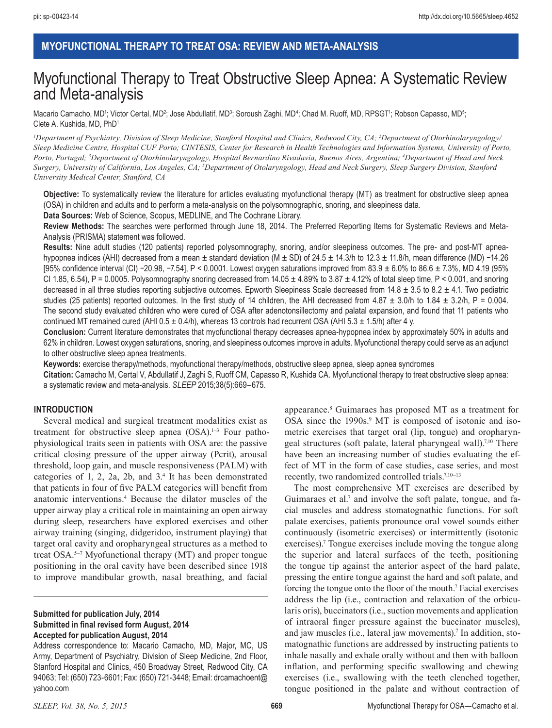MYOFUNCTIONAL THERAPY TO TREAT OSA: REVIEW AND META-ANALYSIS

# Myofunctional Therapy to Treat Obstructive Sleep Apnea: A Systematic Review and Meta-analysis

Macario Camacho, MD[1]; Victor Certal, MD[2]; Jose Abdullatif, MD[3]; Soroush Zaghi, MD[4]; Chad M. Ruoff, MD, RPSGT[1]; Robson Capasso, MD[5]; Clete A. Kushida, MD, PhD[1]

*[1]Department of Psychiatry, Division of Sleep Medicine, Stanford Hospital and Clinics, Redwood City, CA; [2]Department of Otorhinolaryngology/Sleep Medicine Centre, Hospital CUF Porto; CINTESIS, Center for Research in Health Technologies and Information Systems, University of Porto, Porto, Portugal; [3]Department of Otorhinolaryngology, Hospital Bernardino Rivadavia, Buenos Aires, Argentina; [4]Department of Head and Neck Surgery, University of California, Los Angeles, CA; [5]Department of Otolaryngology, Head and Neck Surgery, Sleep Surgery Division, Stanford University Medical Center, Stanford, CA*

**Objective:** To systematically review the literature for articles evaluating myofunctional therapy (MT) as treatment for obstructive sleep apnea (OSA) in children and adults and to perform a meta-analysis on the polysomnographic, snoring, and sleepiness data.

**Data Sources:** Web of Science, Scopus, MEDLINE, and The Cochrane Library.

**Review Methods:** The searches were performed through June 18, 2014. The Preferred Reporting Items for Systematic Reviews and Meta-Analysis (PRISMA) statement was followed.

**Results:** Nine adult studies (120 patients) reported polysomnography, snoring, and/or sleepiness outcomes. The pre- and post-MT apnea-hypopnea indices (AHI) decreased from a mean ± standard deviation (M ± SD) of 24.5 ± 14.3/h to 12.3 ± 11.8/h, mean difference (MD) −14.26 [95% confidence interval (CI) −20.98, −7.54], P < 0.0001. Lowest oxygen saturations improved from 83.9 ± 6.0% to 86.6 ± 7.3%, MD 4.19 (95% CI 1.85, 6.54), P = 0.0005. Polysomnography snoring decreased from 14.05 ± 4.89% to 3.87 ± 4.12% of total sleep time, P < 0.001, and snoring decreased in all three studies reporting subjective outcomes. Epworth Sleepiness Scale decreased from 14.8 ± 3.5 to 8.2 ± 4.1. Two pediatric studies (25 patients) reported outcomes. In the first study of 14 children, the AHI decreased from 4.87 ± 3.0/h to 1.84 ± 3.2/h, P = 0.004. The second study evaluated children who were cured of OSA after adenotonsillectomy and palatal expansion, and found that 11 patients who continued MT remained cured (AHI 0.5 ± 0.4/h), whereas 13 controls had recurrent OSA (AHI 5.3 ± 1.5/h) after 4 y.

**Conclusion:** Current literature demonstrates that myofunctional therapy decreases apnea-hypopnea index by approximately 50% in adults and 62% in children. Lowest oxygen saturations, snoring, and sleepiness outcomes improve in adults. Myofunctional therapy could serve as an adjunct to other obstructive sleep apnea treatments.

**Keywords:** exercise therapy/methods, myofunctional therapy/methods, obstructive sleep apnea, sleep apnea syndromes

**Citation:** Camacho M, Certal V, Abdullatif J, Zaghi S, Ruoff CM, Capasso R, Kushida CA. Myofunctional therapy to treat obstructive sleep apnea: a systematic review and meta-analysis. *SLEEP* 2015;38(5):669–675.

## INTRODUCTION

Several medical and surgical treatment modalities exist as treatment for obstructive sleep apnea (OSA).[1–3] Four pathophysiological traits seen in patients with OSA are: the passive critical closing pressure of the upper airway (Pcrit), arousal threshold, loop gain, and muscle responsiveness (PALM) with categories of 1, 2, 2a, 2b, and 3.[4] It has been demonstrated that patients in four of five PALM categories will benefit from anatomic interventions.[4] Because the dilator muscles of the upper airway play a critical role in maintaining an open airway during sleep, researchers have explored exercises and other airway training (singing, didgeridoo, instrument playing) that target oral cavity and oropharyngeal structures as a method to treat OSA.[5–7] Myofunctional therapy (MT) and proper tongue positioning in the oral cavity have been described since 1918 to improve mandibular growth, nasal breathing, and facial appearance.[8] Guimaraes has proposed MT as a treatment for OSA since the 1990s.[9] MT is composed of isotonic and isometric exercises that target oral (lip, tongue) and oropharyngeal structures (soft palate, lateral pharyngeal wall).[7,10] There have been an increasing number of studies evaluating the effect of MT in the form of case studies, case series, and most recently, two randomized controlled trials.[7,10–13]

The most comprehensive MT exercises are described by Guimaraes et al.[7] and involve the soft palate, tongue, and facial muscles and address stomatognathic functions. For soft palate exercises, patients pronounce oral vowel sounds either continuously (isometric exercises) or intermittently (isotonic exercises).[7] Tongue exercises include moving the tongue along the superior and lateral surfaces of the teeth, positioning the tongue tip against the anterior aspect of the hard palate, pressing the entire tongue against the hard and soft palate, and forcing the tongue onto the floor of the mouth.[7] Facial exercises address the lip (i.e., contraction and relaxation of the orbicularis oris), buccinators (i.e., suction movements and application of intraoral finger pressure against the buccinator muscles), and jaw muscles (i.e., lateral jaw movements).[7] In addition, stomatognathic functions are addressed by instructing patients to inhale nasally and exhale orally without and then with balloon inflation, and performing specific swallowing and chewing exercises (i.e., swallowing with the teeth clenched together, tongue positioned in the palate and without contraction of

**Submitted for publication July, 2014**
**Submitted in final revised form August, 2014**
**Accepted for publication August, 2014**

Address correspondence to: Macario Camacho, MD, Major, MC, US Army, Department of Psychiatry, Division of Sleep Medicine, 2nd Floor, Stanford Hospital and Clinics, 450 Broadway Street, Redwood City, CA 94063; Tel: (650) 723-6601; Fax: (650) 721-3448; Email: drcamachoent@yahoo.com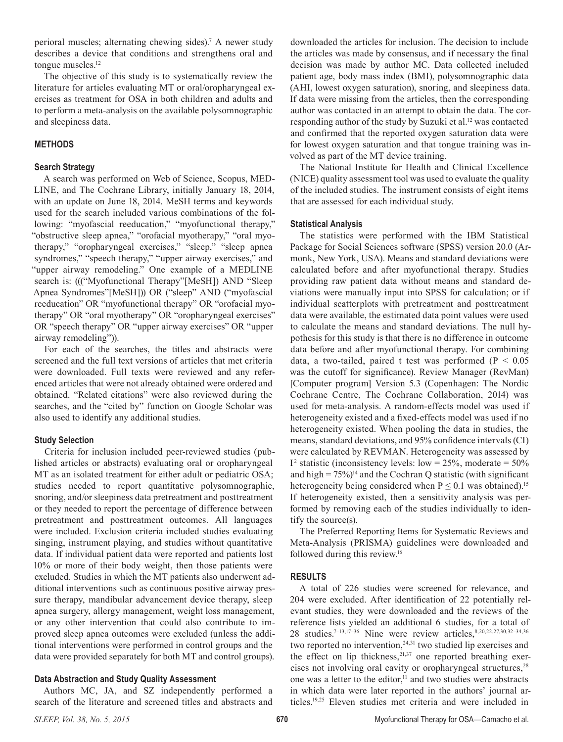perioral muscles; alternating chewing sides).[7] A newer study describes a device that conditions and strengthens oral and tongue muscles.[12]

The objective of this study is to systematically review the literature for articles evaluating MT or oral/oropharyngeal exercises as treatment for OSA in both children and adults and to perform a meta-analysis on the available polysomnographic and sleepiness data.

## METHODS

### Search Strategy

A search was performed on Web of Science, Scopus, MEDLINE, and The Cochrane Library, initially January 18, 2014, with an update on June 18, 2014. MeSH terms and keywords used for the search included various combinations of the following: "myofascial reeducation," "myofunctional therapy," "obstructive sleep apnea," "orofacial myotherapy," "oral myotherapy," "oropharyngeal exercises," "sleep," "sleep apnea syndromes," "speech therapy," "upper airway exercises," and "upper airway remodeling." One example of a MEDLINE search is: ((("Myofunctional Therapy"[MeSH]) AND "Sleep Apnea Syndromes"[MeSH])) OR ("sleep" AND ("myofascial reeducation" OR "myofunctional therapy" OR "orofacial myotherapy" OR "oral myotherapy" OR "oropharyngeal exercises" OR "speech therapy" OR "upper airway exercises" OR "upper airway remodeling")).

For each of the searches, the titles and abstracts were screened and the full text versions of articles that met criteria were downloaded. Full texts were reviewed and any referenced articles that were not already obtained were ordered and obtained. "Related citations" were also reviewed during the searches, and the "cited by" function on Google Scholar was also used to identify any additional studies.

### Study Selection

Criteria for inclusion included peer-reviewed studies (published articles or abstracts) evaluating oral or oropharyngeal MT as an isolated treatment for either adult or pediatric OSA; studies needed to report quantitative polysomnographic, snoring, and/or sleepiness data pretreatment and posttreatment or they needed to report the percentage of difference between pretreatment and posttreatment outcomes. All languages were included. Exclusion criteria included studies evaluating singing, instrument playing, and studies without quantitative data. If individual patient data were reported and patients lost 10% or more of their body weight, then those patients were excluded. Studies in which the MT patients also underwent additional interventions such as continuous positive airway pressure therapy, mandibular advancement device therapy, sleep apnea surgery, allergy management, weight loss management, or any other intervention that could also contribute to improved sleep apnea outcomes were excluded (unless the additional interventions were performed in control groups and the data were provided separately for both MT and control groups).

### Data Abstraction and Study Quality Assessment

Authors MC, JA, and SZ independently performed a search of the literature and screened titles and abstracts and downloaded the articles for inclusion. The decision to include the articles was made by consensus, and if necessary the final decision was made by author MC. Data collected included patient age, body mass index (BMI), polysomnographic data (AHI, lowest oxygen saturation), snoring, and sleepiness data. If data were missing from the articles, then the corresponding author was contacted in an attempt to obtain the data. The corresponding author of the study by Suzuki et al.[12] was contacted and confirmed that the reported oxygen saturation data were for lowest oxygen saturation and that tongue training was involved as part of the MT device training.

The National Institute for Health and Clinical Excellence (NICE) quality assessment tool was used to evaluate the quality of the included studies. The instrument consists of eight items that are assessed for each individual study.

### Statistical Analysis

The statistics were performed with the IBM Statistical Package for Social Sciences software (SPSS) version 20.0 (Armonk, New York, USA). Means and standard deviations were calculated before and after myofunctional therapy. Studies providing raw patient data without means and standard deviations were manually input into SPSS for calculation; or if individual scatterplots with pretreatment and posttreatment data were available, the estimated data point values were used to calculate the means and standard deviations. The null hypothesis for this study is that there is no difference in outcome data before and after myofunctional therapy. For combining data, a two-tailed, paired t test was performed ($P < 0.05$ was the cutoff for significance). Review Manager (RevMan) [Computer program] Version 5.3 (Copenhagen: The Nordic Cochrane Centre, The Cochrane Collaboration, 2014) was used for meta-analysis. A random-effects model was used if heterogeneity existed and a fixed-effects model was used if no heterogeneity existed. When pooling the data in studies, the means, standard deviations, and 95% confidence intervals (CI) were calculated by REVMAN. Heterogeneity was assessed by $I^2$ statistic (inconsistency levels: low = 25%, moderate = 50% and high = 75%)[14] and the Cochran Q statistic (with significant heterogeneity being considered when $P \leq 0.1$ was obtained).[15] If heterogeneity existed, then a sensitivity analysis was performed by removing each of the studies individually to identify the source(s).

The Preferred Reporting Items for Systematic Reviews and Meta-Analysis (PRISMA) guidelines were downloaded and followed during this review.[16]

## RESULTS

A total of 226 studies were screened for relevance, and 204 were excluded. After identification of 22 potentially relevant studies, they were downloaded and the reviews of the reference lists yielded an additional 6 studies, for a total of 28 studies.[7–13,17–36] Nine were review articles,[8,20,22,27,30,32–34,36] two reported no intervention,[24,31] two studied lip exercises and the effect on lip thickness,[21,37] one reported breathing exercises not involving oral cavity or oropharyngeal structures,[28] one was a letter to the editor,[11] and two studies were abstracts in which data were later reported in the authors' journal articles.[19,25] Eleven studies met criteria and were included in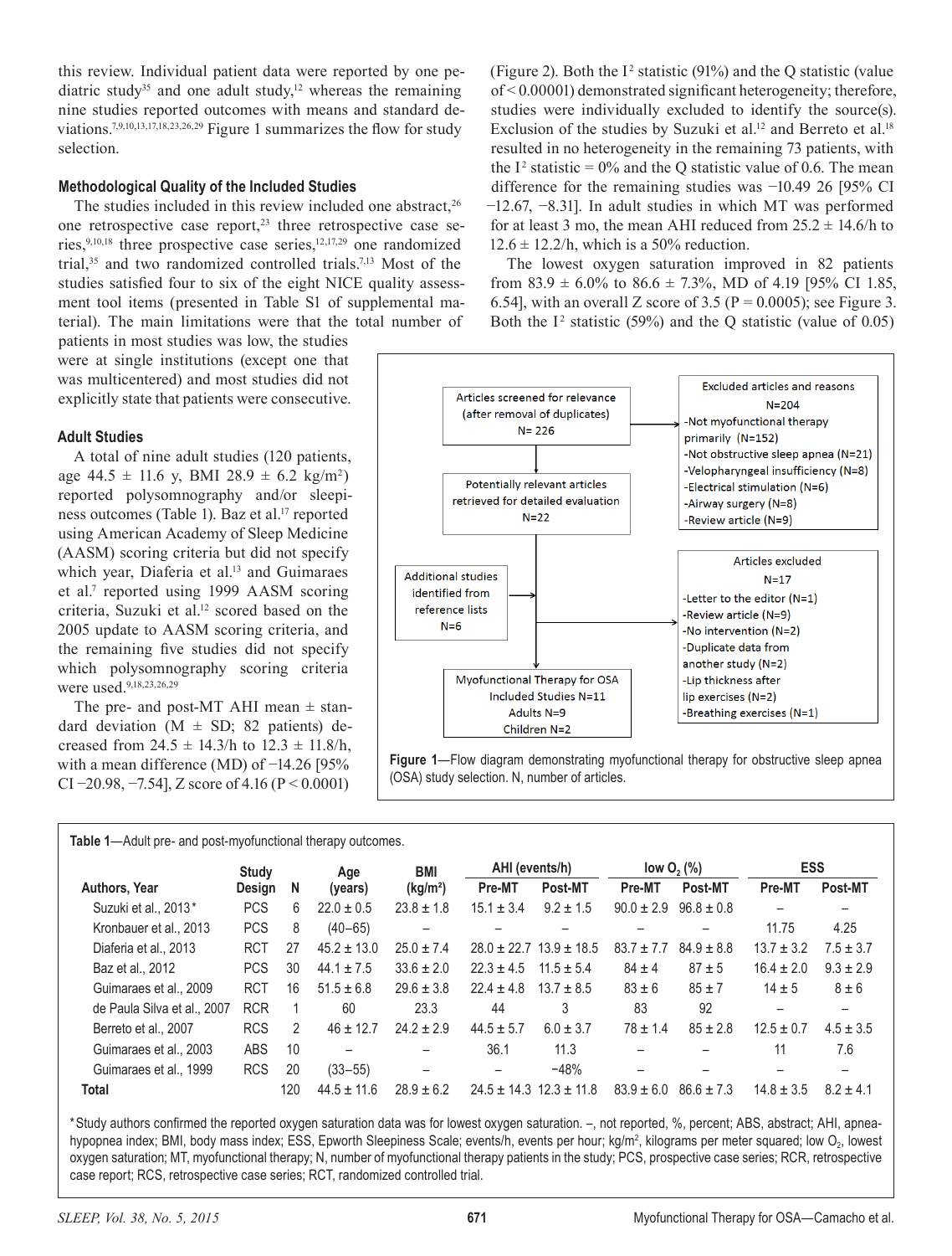this review. Individual patient data were reported by one pediatric study[35] and one adult study,[12] whereas the remaining nine studies reported outcomes with means and standard deviations.[7,9,10,13,17,18,23,26,29] Figure 1 summarizes the flow for study selection.

### Methodological Quality of the Included Studies

The studies included in this review included one abstract,[26] one retrospective case report,[23] three retrospective case series,[9,10,18] three prospective case series,[12,17,29] one randomized trial,[35] and two randomized controlled trials.[7,13] Most of the studies satisfied four to six of the eight NICE quality assessment tool items (presented in Table S1 of supplemental material). The main limitations were that the total number of patients in most studies was low, the studies were at single institutions (except one that was multicentered) and most studies did not explicitly state that patients were consecutive.

### Adult Studies

A total of nine adult studies (120 patients, age 44.5 ± 11.6 y, BMI 28.9 ± 6.2 $kg/m^2$) reported polysomnography and/or sleepiness outcomes (Table 1). Baz et al.[17] reported using American Academy of Sleep Medicine (AASM) scoring criteria but did not specify which year, Diaferia et al.[13] and Guimaraes et al.[7] reported using 1999 AASM scoring criteria, Suzuki et al.[12] scored based on the 2005 update to AASM scoring criteria, and the remaining five studies did not specify which polysomnography scoring criteria were used.[9,18,23,26,29]

The pre- and post-MT AHI mean ± standard deviation (M ± SD; 82 patients) decreased from 24.5 ± 14.3/h to 12.3 ± 11.8/h, with a mean difference (MD) of −14.26 [95% CI −20.98, −7.54], Z score of 4.16 (P < 0.0001) (Figure 2). Both the $I^2$ statistic (91%) and the Q statistic (value of < 0.00001) demonstrated significant heterogeneity; therefore, studies were individually excluded to identify the source(s). Exclusion of the studies by Suzuki et al.[12] and Berreto et al.[18] resulted in no heterogeneity in the remaining 73 patients, with the $I^2$ statistic = 0% and the Q statistic value of 0.6. The mean difference for the remaining studies was −10.49 26 [95% CI −12.67, −8.31]. In adult studies in which MT was performed for at least 3 mo, the mean AHI reduced from 25.2 ± 14.6/h to 12.6 ± 12.2/h, which is a 50% reduction.

The lowest oxygen saturation improved in 82 patients from 83.9 ± 6.0% to 86.6 ± 7.3%, MD of 4.19 [95% CI 1.85, 6.54], with an overall Z score of 3.5 (P = 0.0005); see Figure 3. Both the $I^2$ statistic (59%) and the Q statistic (value of 0.05)

Articles screened for relevance (after removal of duplicates) N= 226

Excluded articles and reasons N=204
- Not myofunctional therapy primarily (N=152)
- Not obstructive sleep apnea (N=21)
- Velopharyngeal insufficiency (N=8)
- Electrical stimulation (N=6)
- Airway surgery (N=8)
- Review article (N=9)

Potentially relevant articles retrieved for detailed evaluation N=22

Additional studies identified from reference lists N=6

Articles excluded N=17
- Letter to the editor (N=1)
- Review article (N=9)
- No intervention (N=2)
- Duplicate data from another study (N=2)
- Lip thickness after lip exercises (N=2)
- Breathing exercises (N=1)

Myofunctional Therapy for OSA Included Studies N=11 Adults N=9 Children N=2

**Figure 1**—Flow diagram demonstrating myofunctional therapy for obstructive sleep apnea (OSA) study selection. N, number of articles.

**Table 1**—Adult pre- and post-myofunctional therapy outcomes.

| Authors, Year | Study Design | N | Age (years) | BMI ($kg/m^2$) | AHI (events/h) Pre-MT | AHI (events/h) Post-MT | low $O_2$ (%) Pre-MT | low $O_2$ (%) Post-MT | ESS Pre-MT | ESS Post-MT |
|---|---|---|---|---|---|---|---|---|---|---|
| Suzuki et al., 2013* | PCS | 6 | 22.0 ± 0.5 | 23.8 ± 1.8 | 15.1 ± 3.4 | 9.2 ± 1.5 | 90.0 ± 2.9 | 96.8 ± 0.8 | – | – |
| Kronbauer et al., 2013 | PCS | 8 | (40–65) | – | – | – | – | – | 11.75 | 4.25 |
| Diaferia et al., 2013 | RCT | 27 | 45.2 ± 13.0 | 25.0 ± 7.4 | 28.0 ± 22.7 | 13.9 ± 18.5 | 83.7 ± 7.7 | 84.9 ± 8.8 | 13.7 ± 3.2 | 7.5 ± 3.7 |
| Baz et al., 2012 | PCS | 30 | 44.1 ± 7.5 | 33.6 ± 2.0 | 22.3 ± 4.5 | 11.5 ± 5.4 | 84 ± 4 | 87 ± 5 | 16.4 ± 2.0 | 9.3 ± 2.9 |
| Guimaraes et al., 2009 | RCT | 16 | 51.5 ± 6.8 | 29.6 ± 3.8 | 22.4 ± 4.8 | 13.7 ± 8.5 | 83 ± 6 | 85 ± 7 | 14 ± 5 | 8 ± 6 |
| de Paula Silva et al., 2007 | RCR | 1 | 60 | 23.3 | 44 | 3 | 83 | 92 | – | – |
| Berreto et al., 2007 | RCS | 2 | 46 ± 12.7 | 24.2 ± 2.9 | 44.5 ± 5.7 | 6.0 ± 3.7 | 78 ± 1.4 | 85 ± 2.8 | 12.5 ± 0.7 | 4.5 ± 3.5 |
| Guimaraes et al., 2003 | ABS | 10 | – | – | 36.1 | 11.3 | – | – | 11 | 7.6 |
| Guimaraes et al., 1999 | RCS | 20 | (33–55) | – | – | −48% | – | – | – | – |
| **Total** | | 120 | 44.5 ± 11.6 | 28.9 ± 6.2 | 24.5 ± 14.3 | 12.3 ± 11.8 | 83.9 ± 6.0 | 86.6 ± 7.3 | 14.8 ± 3.5 | 8.2 ± 4.1 |

*Study authors confirmed the reported oxygen saturation data was for lowest oxygen saturation. –, not reported, %, percent; ABS, abstract; AHI, apnea-hypopnea index; BMI, body mass index; ESS, Epworth Sleepiness Scale; events/h, events per hour; $kg/m^2$, kilograms per meter squared; low $O_2$, lowest oxygen saturation; MT, myofunctional therapy; N, number of myofunctional therapy patients in the study; PCS, prospective case series; RCR, retrospective case report; RCS, retrospective case series; RCT, randomized controlled trial.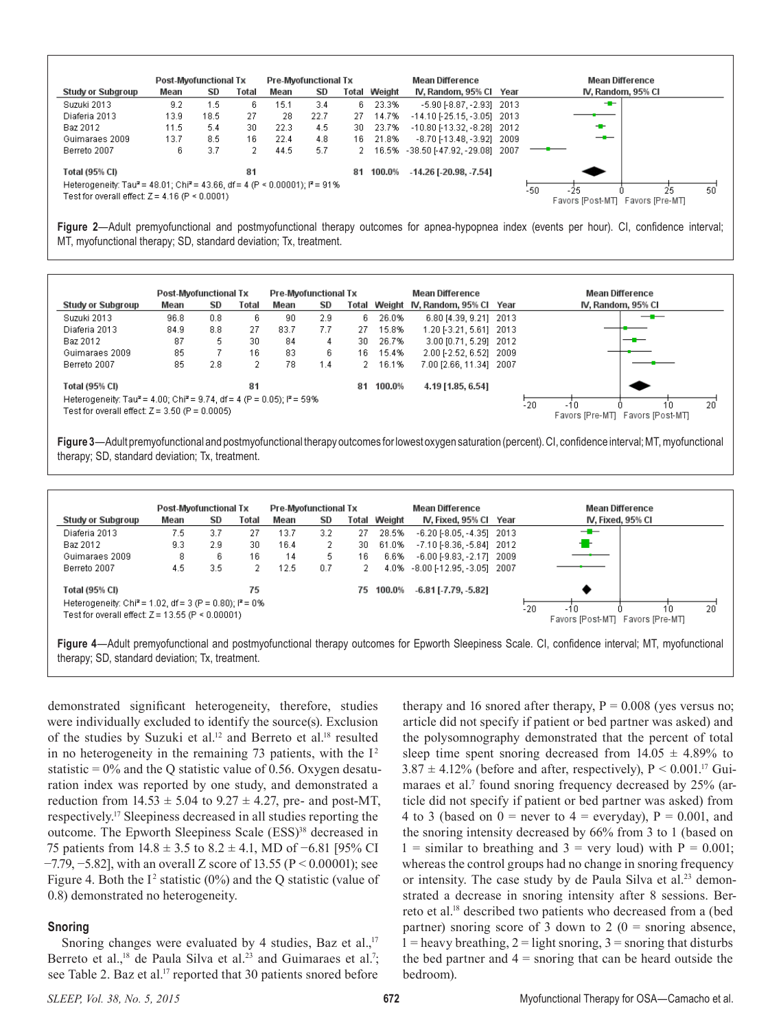| Study or Subgroup | Post-Myofunctional Tx Mean | SD | Total | Pre-Myofunctional Tx Mean | SD | Total | Weight | Mean Difference IV, Random, 95% CI | Year |
|---|---|---|---|---|---|---|---|---|---|
| Suzuki 2013 | 9.2 | 1.5 | 6 | 15.1 | 3.4 | 6 | 23.3% | -5.90 [-8.87, -2.93] | 2013 |
| Diaferia 2013 | 13.9 | 18.5 | 27 | 28 | 22.7 | 27 | 14.7% | -14.10 [-25.15, -3.05] | 2013 |
| Baz 2012 | 11.5 | 5.4 | 30 | 22.3 | 4.5 | 30 | 23.7% | -10.80 [-13.32, -8.28] | 2012 |
| Guimaraes 2009 | 13.7 | 8.5 | 16 | 22.4 | 4.8 | 16 | 21.8% | -8.70 [-13.48, -3.92] | 2009 |
| Berreto 2007 | 6 | 3.7 | 2 | 44.5 | 5.7 | 2 | 16.5% | -38.50 [-47.92, -29.08] | 2007 |
| **Total (95% CI)** | | | 81 | | | 81 | 100.0% | -14.26 [-20.98, -7.54] | |

Heterogeneity: Tau² = 48.01; Chi² = 43.66, df = 4 (P < 0.00001); I² = 91%
Test for overall effect: Z = 4.16 (P < 0.0001)

Favors [Post-MT] Favors [Pre-MT]

**Figure 2**—Adult premyofunctional and postmyofunctional therapy outcomes for apnea-hypopnea index (events per hour). CI, confidence interval; MT, myofunctional therapy; SD, standard deviation; Tx, treatment.

| Study or Subgroup | Post-Myofunctional Tx Mean | SD | Total | Pre-Myofunctional Tx Mean | SD | Total | Weight | Mean Difference IV, Random, 95% CI | Year |
|---|---|---|---|---|---|---|---|---|---|
| Suzuki 2013 | 96.8 | 0.8 | 6 | 90 | 2.9 | 6 | 26.0% | 6.80 [4.39, 9.21] | 2013 |
| Diaferia 2013 | 84.9 | 8.8 | 27 | 83.7 | 7.7 | 27 | 15.8% | 1.20 [-3.21, 5.61] | 2013 |
| Baz 2012 | 87 | 5 | 30 | 84 | 4 | 30 | 26.7% | 3.00 [0.71, 5.29] | 2012 |
| Guimaraes 2009 | 85 | 7 | 16 | 83 | 6 | 16 | 15.4% | 2.00 [-2.52, 6.52] | 2009 |
| Berreto 2007 | 85 | 2.8 | 2 | 78 | 1.4 | 2 | 16.1% | 7.00 [2.66, 11.34] | 2007 |
| **Total (95% CI)** | | | 81 | | | 81 | 100.0% | 4.19 [1.85, 6.54] | |

Heterogeneity: Tau² = 4.00; Chi² = 9.74, df = 4 (P = 0.05); I² = 59%
Test for overall effect: Z = 3.50 (P = 0.0005)

Favors [Pre-MT] Favors [Post-MT]

**Figure 3**—Adult premyofunctional and postmyofunctional therapy outcomes for lowest oxygen saturation (percent). CI, confidence interval; MT, myofunctional therapy; SD, standard deviation; Tx, treatment.

| Study or Subgroup | Post-Myofunctional Tx Mean | SD | Total | Pre-Myofunctional Tx Mean | SD | Total | Weight | Mean Difference IV, Fixed, 95% CI | Year |
|---|---|---|---|---|---|---|---|---|---|
| Diaferia 2013 | 7.5 | 3.7 | 27 | 13.7 | 3.2 | 27 | 28.5% | -6.20 [-8.05, -4.35] | 2013 |
| Baz 2012 | 9.3 | 2.9 | 30 | 16.4 | 2 | 30 | 61.0% | -7.10 [-8.36, -5.84] | 2012 |
| Guimaraes 2009 | 8 | 6 | 16 | 14 | 5 | 16 | 6.6% | -6.00 [-9.83, -2.17] | 2009 |
| Berreto 2007 | 4.5 | 3.5 | 2 | 12.5 | 0.7 | 2 | 4.0% | -8.00 [-12.95, -3.05] | 2007 |
| **Total (95% CI)** | | | 75 | | | 75 | 100.0% | -6.81 [-7.79, -5.82] | |

Heterogeneity: Chi² = 1.02, df = 3 (P = 0.80); I² = 0%
Test for overall effect: Z = 13.55 (P < 0.00001)

Favors [Post-MT] Favors [Pre-MT]

**Figure 4**—Adult premyofunctional and postmyofunctional therapy outcomes for Epworth Sleepiness Scale. CI, confidence interval; MT, myofunctional therapy; SD, standard deviation; Tx, treatment.

demonstrated significant heterogeneity, therefore, studies were individually excluded to identify the source(s). Exclusion of the studies by Suzuki et al.[12] and Berreto et al.[18] resulted in no heterogeneity in the remaining 73 patients, with the $I^2$ statistic = 0% and the Q statistic value of 0.56. Oxygen desaturation index was reported by one study, and demonstrated a reduction from 14.53 ± 5.04 to 9.27 ± 4.27, pre- and post-MT, respectively.[17] Sleepiness decreased in all studies reporting the outcome. The Epworth Sleepiness Scale (ESS)[38] decreased in 75 patients from 14.8 ± 3.5 to 8.2 ± 4.1, MD of −6.81 [95% CI −7.79, −5.82], with an overall Z score of 13.55 (P < 0.00001); see Figure 4. Both the $I^2$ statistic (0%) and the Q statistic (value of 0.8) demonstrated no heterogeneity.

### Snoring

Snoring changes were evaluated by 4 studies, Baz et al.,[17] Berreto et al.,[18] de Paula Silva et al.[23] and Guimaraes et al.[7]; see Table 2. Baz et al.[17] reported that 30 patients snored before therapy and 16 snored after therapy, P = 0.008 (yes versus no; article did not specify if patient or bed partner was asked) and the polysomnography demonstrated that the percent of total sleep time spent snoring decreased from 14.05 ± 4.89% to 3.87 ± 4.12% (before and after, respectively), P < 0.001.[17] Guimaraes et al.[7] found snoring frequency decreased by 25% (article did not specify if patient or bed partner was asked) from 4 to 3 (based on 0 = never to 4 = everyday), P = 0.001, and the snoring intensity decreased by 66% from 3 to 1 (based on 1 = similar to breathing and 3 = very loud) with P = 0.001; whereas the control groups had no change in snoring frequency or intensity. The case study by de Paula Silva et al.[23] demonstrated a decrease in snoring intensity after 8 sessions. Berreto et al.[18] described two patients who decreased from a (bed partner) snoring score of 3 down to 2 (0 = snoring absence, 1 = heavy breathing, 2 = light snoring, 3 = snoring that disturbs the bed partner and 4 = snoring that can be heard outside the bedroom).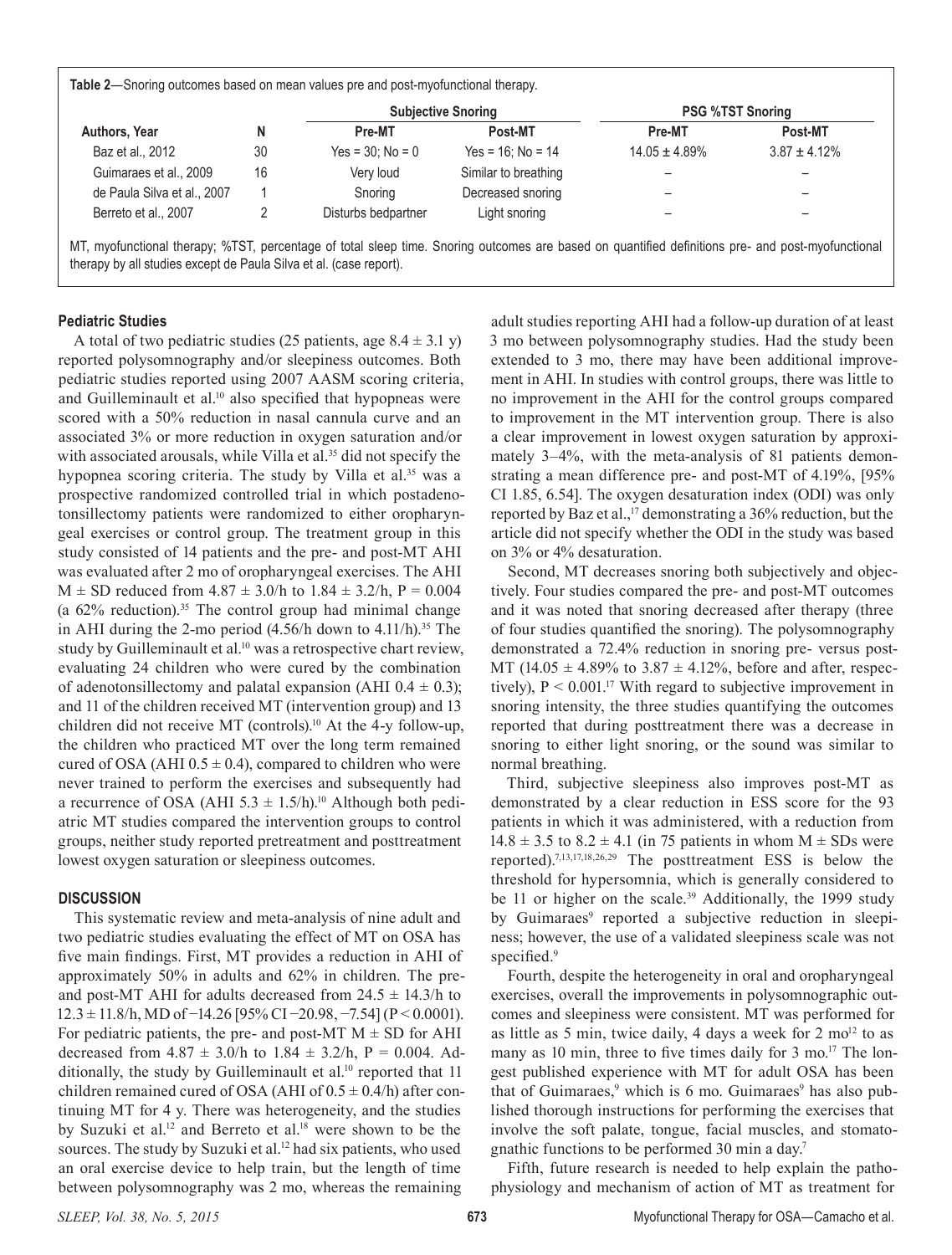**Table 2**—Snoring outcomes based on mean values pre and post-myofunctional therapy.

| Authors, Year | N | Subjective Snoring | | PSG %TST Snoring | |
|---|---|---|---|---|---|
| | | Pre-MT | Post-MT | Pre-MT | Post-MT |
| Baz et al., 2012 | 30 | Yes = 30; No = 0 | Yes = 16; No = 14 | 14.05 ± 4.89% | 3.87 ± 4.12% |
| Guimaraes et al., 2009 | 16 | Very loud | Similar to breathing | – | – |
| de Paula Silva et al., 2007 | 1 | Snoring | Decreased snoring | – | – |
| Berreto et al., 2007 | 2 | Disturbs bedpartner | Light snoring | – | – |

MT, myofunctional therapy; %TST, percentage of total sleep time. Snoring outcomes are based on quantified definitions pre- and post-myofunctional therapy by all studies except de Paula Silva et al. (case report).

### Pediatric Studies

A total of two pediatric studies (25 patients, age 8.4 ± 3.1 y) reported polysomnography and/or sleepiness outcomes. Both pediatric studies reported using 2007 AASM scoring criteria, and Guilleminault et al.[10] also specified that hypopneas were scored with a 50% reduction in nasal cannula curve and an associated 3% or more reduction in oxygen saturation and/or with associated arousals, while Villa et al.[35] did not specify the hypopnea scoring criteria. The study by Villa et al.[35] was a prospective randomized controlled trial in which postadenotonsillectomy patients were randomized to either oropharyngeal exercises or control group. The treatment group in this study consisted of 14 patients and the pre- and post-MT AHI was evaluated after 2 mo of oropharyngeal exercises. The AHI M ± SD reduced from 4.87 ± 3.0/h to 1.84 ± 3.2/h, P = 0.004 (a 62% reduction).[35] The control group had minimal change in AHI during the 2-mo period (4.56/h down to 4.11/h).[35] The study by Guilleminault et al.[10] was a retrospective chart review, evaluating 24 children who were cured by the combination of adenotonsillectomy and palatal expansion (AHI 0.4 ± 0.3); and 11 of the children received MT (intervention group) and 13 children did not receive MT (controls).[10] At the 4-y follow-up, the children who practiced MT over the long term remained cured of OSA (AHI 0.5 ± 0.4), compared to children who were never trained to perform the exercises and subsequently had a recurrence of OSA (AHI 5.3 ± 1.5/h).[10] Although both pediatric MT studies compared the intervention groups to control groups, neither study reported pretreatment and posttreatment lowest oxygen saturation or sleepiness outcomes.

## DISCUSSION

This systematic review and meta-analysis of nine adult and two pediatric studies evaluating the effect of MT on OSA has five main findings. First, MT provides a reduction in AHI of approximately 50% in adults and 62% in children. The pre- and post-MT AHI for adults decreased from 24.5 ± 14.3/h to 12.3 ± 11.8/h, MD of −14.26 [95% CI −20.98, −7.54] (P < 0.0001). For pediatric patients, the pre- and post-MT M ± SD for AHI decreased from 4.87 ± 3.0/h to 1.84 ± 3.2/h, P = 0.004. Additionally, the study by Guilleminault et al.[10] reported that 11 children remained cured of OSA (AHI of 0.5 ± 0.4/h) after continuing MT for 4 y. There was heterogeneity, and the studies by Suzuki et al.[12] and Berreto et al.[18] were shown to be the sources. The study by Suzuki et al.[12] had six patients, who used an oral exercise device to help train, but the length of time between polysomnography was 2 mo, whereas the remaining adult studies reporting AHI had a follow-up duration of at least 3 mo between polysomnography studies. Had the study been extended to 3 mo, there may have been additional improvement in AHI. In studies with control groups, there was little to no improvement in the AHI for the control groups compared to improvement in the MT intervention group. There is also a clear improvement in lowest oxygen saturation by approximately 3–4%, with the meta-analysis of 81 patients demonstrating a mean difference pre- and post-MT of 4.19%, [95% CI 1.85, 6.54]. The oxygen desaturation index (ODI) was only reported by Baz et al.,[17] demonstrating a 36% reduction, but the article did not specify whether the ODI in the study was based on 3% or 4% desaturation.

Second, MT decreases snoring both subjectively and objectively. Four studies compared the pre- and post-MT outcomes and it was noted that snoring decreased after therapy (three of four studies quantified the snoring). The polysomnography demonstrated a 72.4% reduction in snoring pre- versus post-MT (14.05 ± 4.89% to 3.87 ± 4.12%, before and after, respectively), P < 0.001.[17] With regard to subjective improvement in snoring intensity, the three studies quantifying the outcomes reported that during posttreatment there was a decrease in snoring to either light snoring, or the sound was similar to normal breathing.

Third, subjective sleepiness also improves post-MT as demonstrated by a clear reduction in ESS score for the 93 patients in which it was administered, with a reduction from 14.8 ± 3.5 to 8.2 ± 4.1 (in 75 patients in whom M ± SDs were reported).[7,13,17,18,26,29] The posttreatment ESS is below the threshold for hypersomnia, which is generally considered to be 11 or higher on the scale.[39] Additionally, the 1999 study by Guimaraes[9] reported a subjective reduction in sleepiness; however, the use of a validated sleepiness scale was not specified.[9]

Fourth, despite the heterogeneity in oral and oropharyngeal exercises, overall the improvements in polysomnographic outcomes and sleepiness were consistent. MT was performed for as little as 5 min, twice daily, 4 days a week for 2 mo[12] to as many as 10 min, three to five times daily for 3 mo.[17] The longest published experience with MT for adult OSA has been that of Guimaraes,[9] which is 6 mo. Guimaraes[9] has also published thorough instructions for performing the exercises that involve the soft palate, tongue, facial muscles, and stomatognathic functions to be performed 30 min a day.[7]

Fifth, future research is needed to help explain the pathophysiology and mechanism of action of MT as treatment for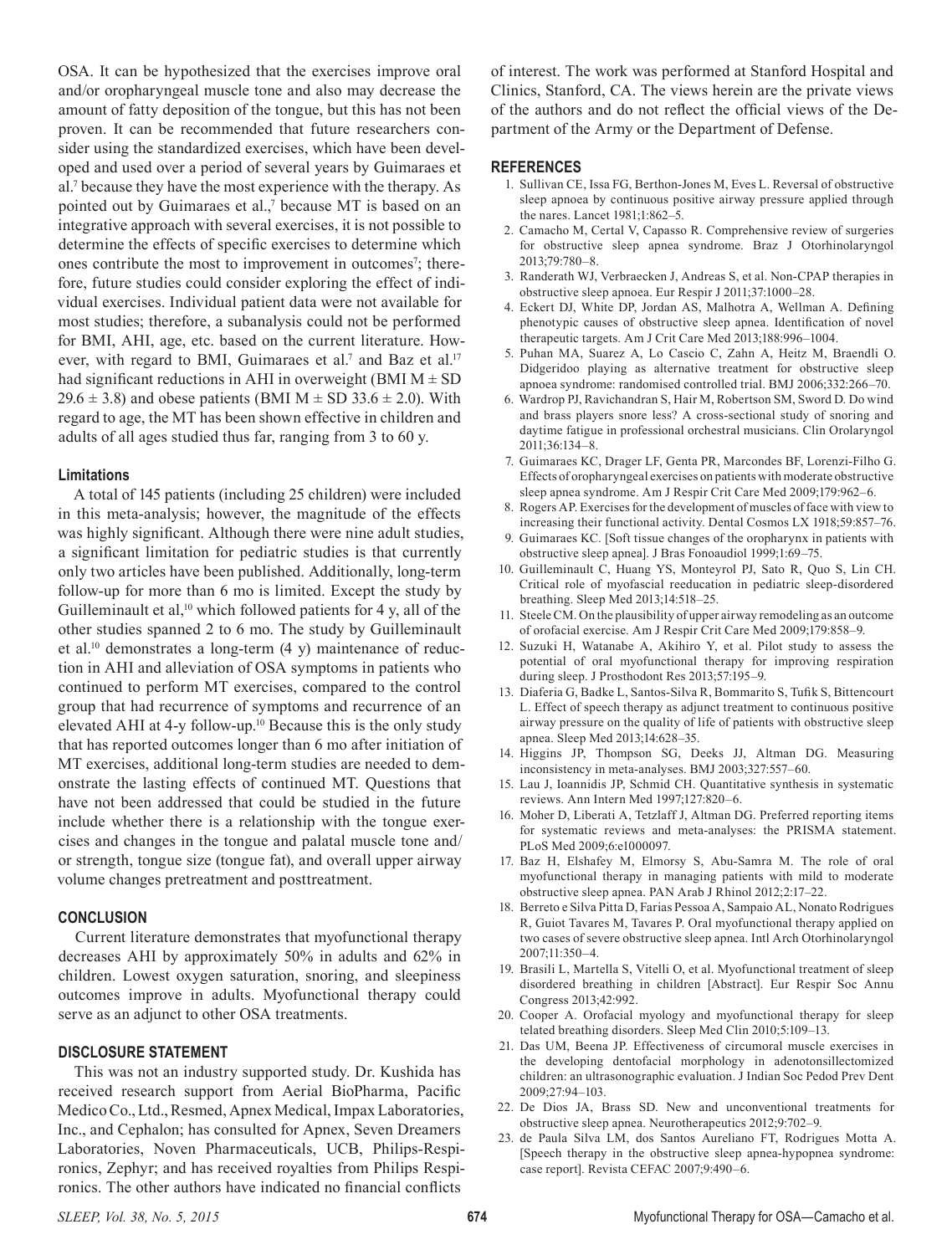OSA. It can be hypothesized that the exercises improve oral and/or oropharyngeal muscle tone and also may decrease the amount of fatty deposition of the tongue, but this has not been proven. It can be recommended that future researchers consider using the standardized exercises, which have been developed and used over a period of several years by Guimaraes et al.[7] because they have the most experience with the therapy. As pointed out by Guimaraes et al.,[7] because MT is based on an integrative approach with several exercises, it is not possible to determine the effects of specific exercises to determine which ones contribute the most to improvement in outcomes[7]; therefore, future studies could consider exploring the effect of individual exercises. Individual patient data were not available for most studies; therefore, a subanalysis could not be performed for BMI, AHI, age, etc. based on the current literature. However, with regard to BMI, Guimaraes et al.[7] and Baz et al.[17] had significant reductions in AHI in overweight (BMI M ± SD 29.6 ± 3.8) and obese patients (BMI M ± SD 33.6 ± 2.0). With regard to age, the MT has been shown effective in children and adults of all ages studied thus far, ranging from 3 to 60 y.

### Limitations

A total of 145 patients (including 25 children) were included in this meta-analysis; however, the magnitude of the effects was highly significant. Although there were nine adult studies, a significant limitation for pediatric studies is that currently only two articles have been published. Additionally, long-term follow-up for more than 6 mo is limited. Except the study by Guilleminault et al,[10] which followed patients for 4 y, all of the other studies spanned 2 to 6 mo. The study by Guilleminault et al.[10] demonstrates a long-term (4 y) maintenance of reduction in AHI and alleviation of OSA symptoms in patients who continued to perform MT exercises, compared to the control group that had recurrence of symptoms and recurrence of an elevated AHI at 4-y follow-up.[10] Because this is the only study that has reported outcomes longer than 6 mo after initiation of MT exercises, additional long-term studies are needed to demonstrate the lasting effects of continued MT. Questions that have not been addressed that could be studied in the future include whether there is a relationship with the tongue exercises and changes in the tongue and palatal muscle tone and/or strength, tongue size (tongue fat), and overall upper airway volume changes pretreatment and posttreatment.

## CONCLUSION

Current literature demonstrates that myofunctional therapy decreases AHI by approximately 50% in adults and 62% in children. Lowest oxygen saturation, snoring, and sleepiness outcomes improve in adults. Myofunctional therapy could serve as an adjunct to other OSA treatments.

## DISCLOSURE STATEMENT

This was not an industry supported study. Dr. Kushida has received research support from Aerial BioPharma, Pacific Medico Co., Ltd., Resmed, Apnex Medical, Impax Laboratories, Inc., and Cephalon; has consulted for Apnex, Seven Dreamers Laboratories, Noven Pharmaceuticals, UCB, Philips-Respironics, Zephyr; and has received royalties from Philips Respironics. The other authors have indicated no financial conflicts of interest. The work was performed at Stanford Hospital and Clinics, Stanford, CA. The views herein are the private views of the authors and do not reflect the official views of the Department of the Army or the Department of Defense.

## REFERENCES

1. Sullivan CE, Issa FG, Berthon-Jones M, Eves L. Reversal of obstructive sleep apnoea by continuous positive airway pressure applied through the nares. Lancet 1981;1:862–5.
2. Camacho M, Certal V, Capasso R. Comprehensive review of surgeries for obstructive sleep apnea syndrome. Braz J Otorhinolaryngol 2013;79:780–8.
3. Randerath WJ, Verbraecken J, Andreas S, et al. Non-CPAP therapies in obstructive sleep apnoea. Eur Respir J 2011;37:1000–28.
4. Eckert DJ, White DP, Jordan AS, Malhotra A, Wellman A. Defining phenotypic causes of obstructive sleep apnea. Identification of novel therapeutic targets. Am J Crit Care Med 2013;188:996–1004.
5. Puhan MA, Suarez A, Lo Cascio C, Zahn A, Heitz M, Braendli O. Didgeridoo playing as alternative treatment for obstructive sleep apnoea syndrome: randomised controlled trial. BMJ 2006;332:266–70.
6. Wardrop PJ, Ravichandran S, Hair M, Robertson SM, Sword D. Do wind and brass players snore less? A cross-sectional study of snoring and daytime fatigue in professional orchestral musicians. Clin Orolaryngol 2011;36:134–8.
7. Guimaraes KC, Drager LF, Genta PR, Marcondes BF, Lorenzi-Filho G. Effects of oropharyngeal exercises on patients with moderate obstructive sleep apnea syndrome. Am J Respir Crit Care Med 2009;179:962–6.
8. Rogers AP. Exercises for the development of muscles of face with view to increasing their functional activity. Dental Cosmos LX 1918;59:857–76.
9. Guimaraes KC. [Soft tissue changes of the oropharynx in patients with obstructive sleep apnea]. J Bras Fonoaudiol 1999;1:69–75.
10. Guilleminault C, Huang YS, Monteyrol PJ, Sato R, Quo S, Lin CH. Critical role of myofascial reeducation in pediatric sleep-disordered breathing. Sleep Med 2013;14:518–25.
11. Steele CM. On the plausibility of upper airway remodeling as an outcome of orofacial exercise. Am J Respir Crit Care Med 2009;179:858–9.
12. Suzuki H, Watanabe A, Akihiro Y, et al. Pilot study to assess the potential of oral myofunctional therapy for improving respiration during sleep. J Prosthodont Res 2013;57:195–9.
13. Diaferia G, Badke L, Santos-Silva R, Bommarito S, Tufik S, Bittencourt L. Effect of speech therapy as adjunct treatment to continuous positive airway pressure on the quality of life of patients with obstructive sleep apnea. Sleep Med 2013;14:628–35.
14. Higgins JP, Thompson SG, Deeks JJ, Altman DG. Measuring inconsistency in meta-analyses. BMJ 2003;327:557–60.
15. Lau J, Ioannidis JP, Schmid CH. Quantitative synthesis in systematic reviews. Ann Intern Med 1997;127:820–6.
16. Moher D, Liberati A, Tetzlaff J, Altman DG. Preferred reporting items for systematic reviews and meta-analyses: the PRISMA statement. PLoS Med 2009;6:e1000097.
17. Baz H, Elshafey M, Elmorsy S, Abu-Samra M. The role of oral myofunctional therapy in managing patients with mild to moderate obstructive sleep apnea. PAN Arab J Rhinol 2012;2:17–22.
18. Berreto e Silva Pitta D, Farias Pessoa A, Sampaio AL, Nonato Rodrigues R, Guiot Tavares M, Tavares P. Oral myofunctional therapy applied on two cases of severe obstructive sleep apnea. Intl Arch Otorhinolaryngol 2007;11:350–4.
19. Brasili L, Martella S, Vitelli O, et al. Myofunctional treatment of sleep disordered breathing in children [Abstract]. Eur Respir Soc Annu Congress 2013;42:992.
20. Cooper A. Orofacial myology and myofunctional therapy for sleep telated breathing disorders. Sleep Med Clin 2010;5:109–13.
21. Das UM, Beena JP. Effectiveness of circumoral muscle exercises in the developing dentofacial morphology in adenotonsillectomized children: an ultrasonographic evaluation. J Indian Soc Pedod Prev Dent 2009;27:94–103.
22. De Dios JA, Brass SD. New and unconventional treatments for obstructive sleep apnea. Neurotherapeutics 2012;9:702–9.
23. de Paula Silva LM, dos Santos Aureliano FT, Rodrigues Motta A. [Speech therapy in the obstructive sleep apnea-hypopnea syndrome: case report]. Revista CEFAC 2007;9:490–6.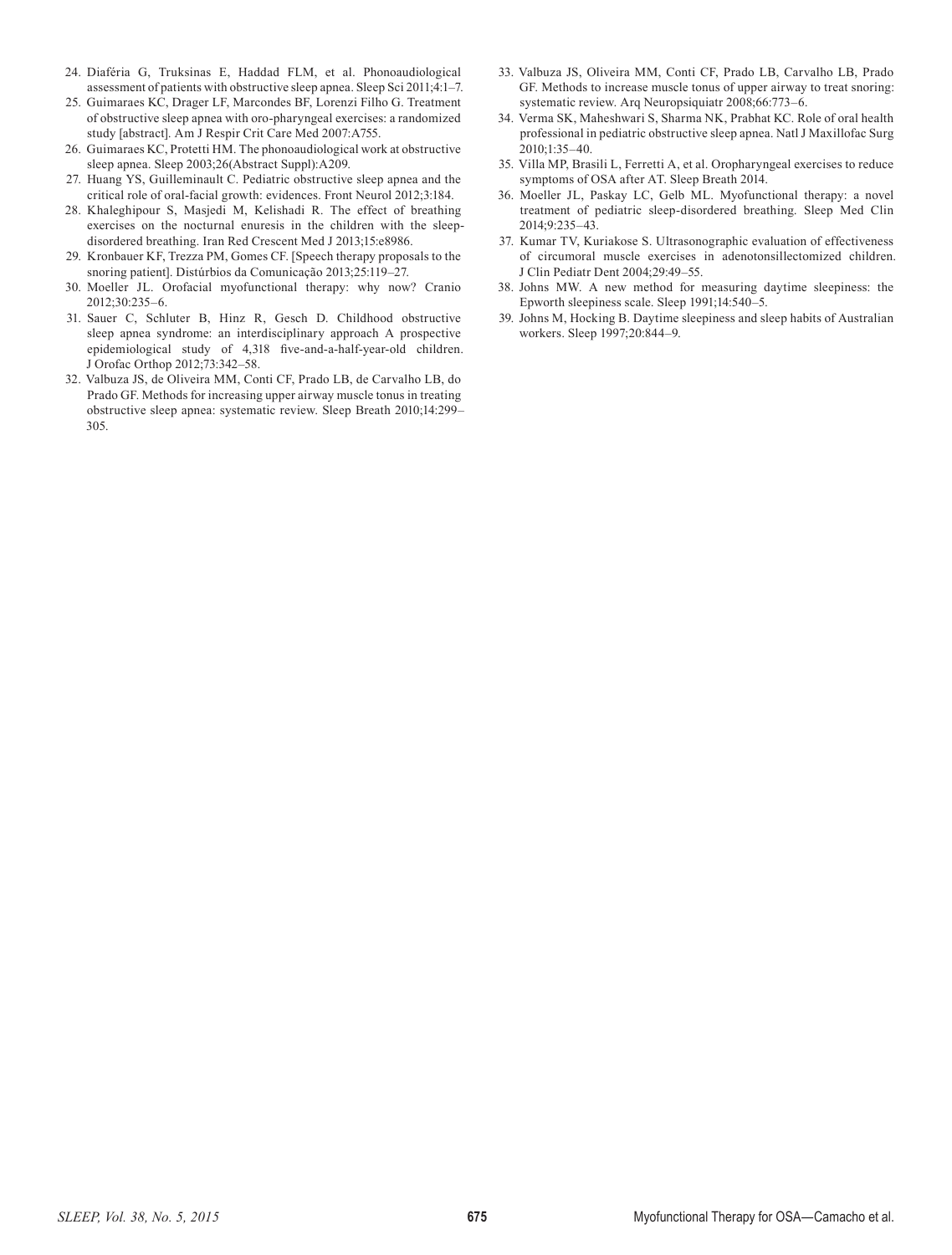24. Diaféria G, Truksinas E, Haddad FLM, et al. Phonoaudiological assessment of patients with obstructive sleep apnea. Sleep Sci 2011;4:1–7.
25. Guimaraes KC, Drager LF, Marcondes BF, Lorenzi Filho G. Treatment of obstructive sleep apnea with oro-pharyngeal exercises: a randomized study [abstract]. Am J Respir Crit Care Med 2007:A755.
26. Guimaraes KC, Protetti HM. The phonoaudiological work at obstructive sleep apnea. Sleep 2003;26(Abstract Suppl):A209.
27. Huang YS, Guilleminault C. Pediatric obstructive sleep apnea and the critical role of oral-facial growth: evidences. Front Neurol 2012;3:184.
28. Khaleghipour S, Masjedi M, Kelishadi R. The effect of breathing exercises on the nocturnal enuresis in the children with the sleep-disordered breathing. Iran Red Crescent Med J 2013;15:e8986.
29. Kronbauer KF, Trezza PM, Gomes CF. [Speech therapy proposals to the snoring patient]. Distúrbios da Comunicação 2013;25:119–27.
30. Moeller JL. Orofacial myofunctional therapy: why now? Cranio 2012;30:235–6.
31. Sauer C, Schluter B, Hinz R, Gesch D. Childhood obstructive sleep apnea syndrome: an interdisciplinary approach A prospective epidemiological study of 4,318 five-and-a-half-year-old children. J Orofac Orthop 2012;73:342–58.
32. Valbuza JS, de Oliveira MM, Conti CF, Prado LB, de Carvalho LB, do Prado GF. Methods for increasing upper airway muscle tonus in treating obstructive sleep apnea: systematic review. Sleep Breath 2010;14:299–305.
33. Valbuza JS, Oliveira MM, Conti CF, Prado LB, Carvalho LB, Prado GF. Methods to increase muscle tonus of upper airway to treat snoring: systematic review. Arq Neuropsiquiatr 2008;66:773–6.
34. Verma SK, Maheshwari S, Sharma NK, Prabhat KC. Role of oral health professional in pediatric obstructive sleep apnea. Natl J Maxillofac Surg 2010;1:35–40.
35. Villa MP, Brasili L, Ferretti A, et al. Oropharyngeal exercises to reduce symptoms of OSA after AT. Sleep Breath 2014.
36. Moeller JL, Paskay LC, Gelb ML. Myofunctional therapy: a novel treatment of pediatric sleep-disordered breathing. Sleep Med Clin 2014;9:235–43.
37. Kumar TV, Kuriakose S. Ultrasonographic evaluation of effectiveness of circumoral muscle exercises in adenotonsillectomized children. J Clin Pediatr Dent 2004;29:49–55.
38. Johns MW. A new method for measuring daytime sleepiness: the Epworth sleepiness scale. Sleep 1991;14:540–5.
39. Johns M, Hocking B. Daytime sleepiness and sleep habits of Australian workers. Sleep 1997;20:844–9.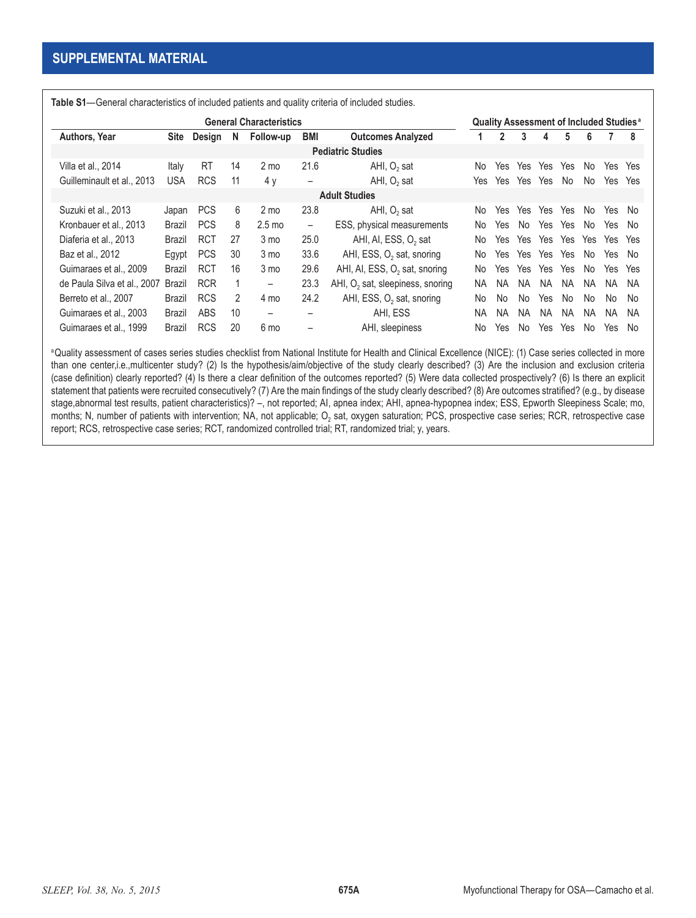## SUPPLEMENTAL MATERIAL

**Table S1**—General characteristics of included patients and quality criteria of included studies.

| General Characteristics | | | | | | | Quality Assessment of Included Studies[a] | | | | | | | |
|---|---|---|---|---|---|---|---|---|---|---|---|---|---|---|
| **Authors, Year** | **Site** | **Design** | **N** | **Follow-up** | **BMI** | **Outcomes Analyzed** | **1** | **2** | **3** | **4** | **5** | **6** | **7** | **8** |
| **Pediatric Studies** | | | | | | | | | | | | | | |
| Villa et al., 2014 | Italy | RT | 14 | 2 mo | 21.6 | AHI, $O_2$ sat | No | Yes | Yes | Yes | Yes | No | Yes | Yes |
| Guilleminault et al., 2013 | USA | RCS | 11 | 4 y | – | AHI, $O_2$ sat | Yes | Yes | Yes | Yes | No | No | Yes | Yes |
| **Adult Studies** | | | | | | | | | | | | | | |
| Suzuki et al., 2013 | Japan | PCS | 6 | 2 mo | 23.8 | AHI, $O_2$ sat | No | Yes | Yes | Yes | Yes | No | Yes | No |
| Kronbauer et al., 2013 | Brazil | PCS | 8 | 2.5 mo | – | ESS, physical measurements | No | Yes | No | Yes | Yes | No | Yes | No |
| Diaferia et al., 2013 | Brazil | RCT | 27 | 3 mo | 25.0 | AHI, AI, ESS, $O_2$ sat | No | Yes | Yes | Yes | Yes | Yes | Yes | Yes |
| Baz et al., 2012 | Egypt | PCS | 30 | 3 mo | 33.6 | AHI, ESS, $O_2$ sat, snoring | No | Yes | Yes | Yes | Yes | No | Yes | No |
| Guimaraes et al., 2009 | Brazil | RCT | 16 | 3 mo | 29.6 | AHI, AI, ESS, $O_2$ sat, snoring | No | Yes | Yes | Yes | Yes | No | Yes | Yes |
| de Paula Silva et al., 2007 | Brazil | RCR | 1 | – | 23.3 | AHI, $O_2$ sat, sleepiness, snoring | NA | NA | NA | NA | NA | NA | NA | NA |
| Berreto et al., 2007 | Brazil | RCS | 2 | 4 mo | 24.2 | AHI, ESS, $O_2$ sat, snoring | No | No | No | Yes | No | No | No | No |
| Guimaraes et al., 2003 | Brazil | ABS | 10 | – | – | AHI, ESS | NA | NA | NA | NA | NA | NA | NA | NA |
| Guimaraes et al., 1999 | Brazil | RCS | 20 | 6 mo | – | AHI, sleepiness | No | Yes | No | Yes | Yes | No | Yes | No |

[a]Quality assessment of cases series studies checklist from National Institute for Health and Clinical Excellence (NICE): (1) Case series collected in more than one center,i.e.,multicenter study? (2) Is the hypothesis/aim/objective of the study clearly described? (3) Are the inclusion and exclusion criteria (case definition) clearly reported? (4) Is there a clear definition of the outcomes reported? (5) Were data collected prospectively? (6) Is there an explicit statement that patients were recruited consecutively? (7) Are the main findings of the study clearly described? (8) Are outcomes stratified? (e.g., by disease stage,abnormal test results, patient characteristics)? –, not reported; AI, apnea index; AHI, apnea-hypopnea index; ESS, Epworth Sleepiness Scale; mo, months; N, number of patients with intervention; NA, not applicable; $O_2$ sat, oxygen saturation; PCS, prospective case series; RCR, retrospective case report; RCS, retrospective case series; RCT, randomized controlled trial; RT, randomized trial; y, years.